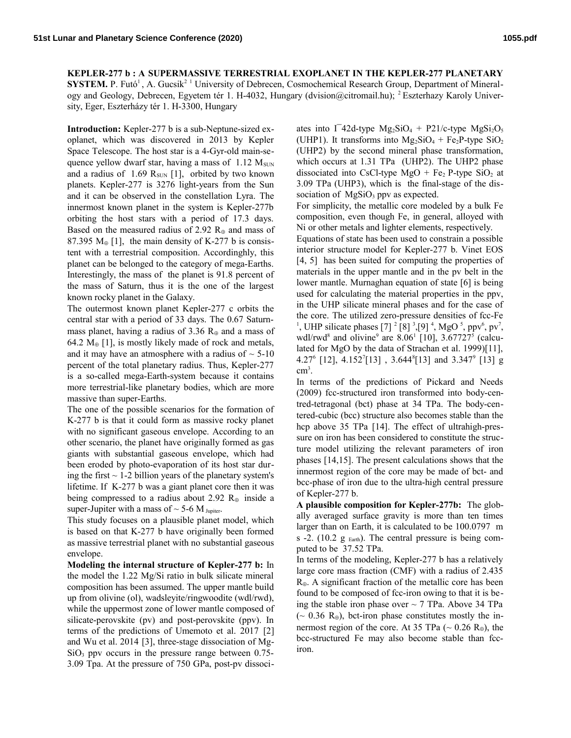**KEPLER-277 b : A SUPERMASSIVE TERRESTRIAL EXOPLANET IN THE KEPLER-277 PLANETARY SYSTEM.** P. Futó[1], A. Gucsik[2] [1] University of Debrecen, Cosmochemical Research Group, Department of Mineralogy and Geology, Debrecen, Egyetem tér 1. H-4032, Hungary (dvision@citromail.hu); [2] Eszterhazy Karoly University, Eger, Eszterházy tér 1. H-3300, Hungary

**Introduction:** Kepler-277 b is a sub-Neptune-sized exoplanet, which was discovered in 2013 by Kepler Space Telescope. The host star is a 4-Gyr-old main-sequence yellow dwarf star, having a mass of 1.12 $M_{SUN}$ and a radius of 1.69 $R_{SUN}$ [1], orbited by two known planets. Kepler-277 is 3276 light-years from the Sun and it can be observed in the constellation Lyra. The innermost known planet in the system is Kepler-277b orbiting the host stars with a period of 17.3 days. Based on the measured radius of 2.92 $R_{\oplus}$ and mass of 87.395 $M_{\oplus}$ [1], the main density of K-277 b is consistent with a terrestrial composition. Accordinghly, this planet can be belonged to the category of mega-Earths. Interestingly, the mass of the planet is 91.8 percent of the mass of Saturn, thus it is the one of the largest known rocky planet in the Galaxy.

The outermost known planet Kepler-277 c orbits the central star with a period of 33 days. The 0.67 Saturn-mass planet, having a radius of 3.36 $R_{\oplus}$ and a mass of 64.2 $M_{\oplus}$ [1], is mostly likely made of rock and metals, and it may have an atmosphere with a radius of ~ 5-10 percent of the total planetary radius. Thus, Kepler-277 is a so-called mega-Earth-system because it contains more terrestrial-like planetary bodies, which are more massive than super-Earths.

The one of the possible scenarios for the formation of K-277 b is that it could form as massive rocky planet with no significant gaseous envelope. According to an other scenario, the planet have originally formed as gas giants with substantial gaseous envelope, which had been eroded by photo-evaporation of its host star during the first ~ 1-2 billion years of the planetary system's lifetime. If K-277 b was a giant planet core then it was being compressed to a radius about 2.92 $R_{\oplus}$ inside a super-Jupiter with a mass of ~ 5-6 $M_{Jupiter}$.

This study focuses on a plausible planet model, which is based on that K-277 b have originally been formed as massive terrestrial planet with no substantial gaseous envelope.

**Modeling the internal structure of Kepler-277 b:** In the model the 1.22 Mg/Si ratio in bulk silicate mineral composition has been assumed. The upper mantle build up from olivine (ol), wadsleyite/ringwoodite (wdl/rwd), while the uppermost zone of lower mantle composed of silicate-perovskite (pv) and post-perovskite (ppv). In terms of the predictions of Umemoto et al. 2017 [2] and Wu et al. 2014 [3], three-stage dissociation of $MgSiO_3$ ppv occurs in the pressure range between 0.75-3.09 Tpa. At the pressure of 750 GPa, post-pv dissociates into $I\bar{4}2d$-type $Mg_2SiO_4$ + P21/c-type $MgSi_2O_5$ (UHP1). It transforms into $Mg_2SiO_4$ + $Fe_2P$-type $SiO_2$ (UHP2) by the second mineral phase transformation, which occurs at 1.31 TPa (UHP2). The UHP2 phase dissociated into CsCl-type MgO + $Fe_2$ P-type $SiO_2$ at 3.09 TPa (UHP3), which is the final-stage of the dissociation of $MgSiO_3$ ppv as expected.

For simplicity, the metallic core modeled by a bulk Fe composition, even though Fe, in general, alloyed with Ni or other metals and lighter elements, respectively.

Equations of state has been used to constrain a possible interior structure model for Kepler-277 b. Vinet EOS [4, 5] has been suited for computing the properties of materials in the upper mantle and in the pv belt in the lower mantle. Murnaghan equation of state [6] is being used for calculating the material properties in the ppv, in the UHP silicate mineral phases and for the case of the core. The utilized zero-pressure densities of fcc-Fe [1], UHP silicate phases [7] [2] [8] [3],[9] [4], MgO [5], ppv[6], pv[7], wdl/rwd[8] and olivine[9] are 8.06[1] [10], 3.67727[5] (calculated for MgO by the data of Strachan et al. 1999)[11], 4.27[6] [12], 4.152[7][13] , 3.644[8][13] and 3.347[9] [13] g $cm^3$.

In terms of the predictions of Pickard and Needs (2009) fcc-structured iron transformed into body-centred-tetragonal (bct) phase at 34 TPa. The body-centered-cubic (bcc) structure also becomes stable than the hcp above 35 TPa [14]. The effect of ultrahigh-pressure on iron has been considered to constitute the structure model utilizing the relevant parameters of iron phases [14,15]. The present calculations shows that the innermost region of the core may be made of bct- and bcc-phase of iron due to the ultra-high central pressure of Kepler-277 b.

**A plausible composition for Kepler-277b:** The globally averaged surface gravity is more than ten times larger than on Earth, it is calculated to be 100.0797 m s -2. (10.2 $g_{Earth}$). The central pressure is being computed to be 37.52 TPa.

In terms of the modeling, Kepler-277 b has a relatively large core mass fraction (CMF) with a radius of 2.435 $R_{\oplus}$. A significant fraction of the metallic core has been found to be composed of fcc-iron owing to that it is being the stable iron phase over ~ 7 TPa. Above 34 TPa (~ 0.36 $R_{\oplus}$), bct-iron phase constitutes mostly the innermost region of the core. At 35 TPa (~ 0.26 $R_{\oplus}$), the bcc-structured Fe may also become stable than fcc-iron.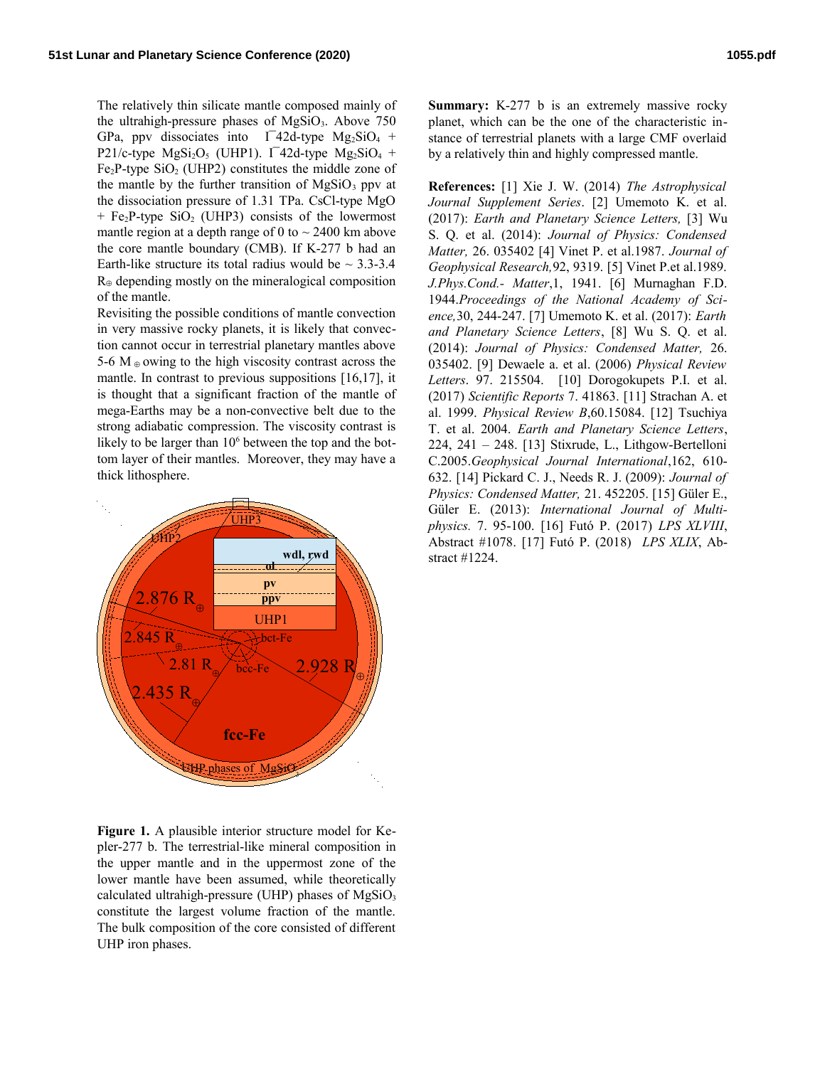The relatively thin silicate mantle composed mainly of the ultrahigh-pressure phases of $MgSiO_3$. Above 750 GPa, ppv dissociates into I¯42d-type $Mg_2SiO_4$ + P21/c-type $MgSi_2O_5$ (UHP1). I¯42d-type $Mg_2SiO_4$ + $Fe_2P$-type $SiO_2$ (UHP2) constitutes the middle zone of the mantle by the further transition of $MgSiO_3$ ppv at the dissociation pressure of 1.31 TPa. CsCl-type MgO + $Fe_2P$-type $SiO_2$ (UHP3) consists of the lowermost mantle region at a depth range of 0 to ~ 2400 km above the core mantle boundary (CMB). If K-277 b had an Earth-like structure its total radius would be ~ 3.3-3.4 $R_\oplus$ depending mostly on the mineralogical composition of the mantle.

Revisiting the possible conditions of mantle convection in very massive rocky planets, it is likely that convection cannot occur in terrestrial planetary mantles above 5-6 $M_\oplus$ owing to the high viscosity contrast across the mantle. In contrast to previous suppositions [16,17], it is thought that a significant fraction of the mantle of mega-Earths may be a non-convective belt due to the strong adiabatic compression. The viscosity contrast is likely to be larger than $10^6$ between the top and the bottom layer of their mantles. Moreover, they may have a thick lithosphere.

UHP3
UHP2
wdl, rwd
ol
pv
ppv
UHP1
2.876 R⊕
2.845 R⊕
bct-Fe
2.81 R⊕
bcc-Fe
2.928 R⊕
2.435 R⊕
fcc-Fe
UHP phases of MgSiO3

**Figure 1.** A plausible interior structure model for Kepler-277 b. The terrestrial-like mineral composition in the upper mantle and in the uppermost zone of the lower mantle have been assumed, while theoretically calculated ultrahigh-pressure (UHP) phases of $MgSiO_3$ constitute the largest volume fraction of the mantle. The bulk composition of the core consisted of different UHP iron phases.

**Summary:** K-277 b is an extremely massive rocky planet, which can be the one of the characteristic instance of terrestrial planets with a large CMF overlaid by a relatively thin and highly compressed mantle.

**References:** [1] Xie J. W. (2014) *The Astrophysical Journal Supplement Series*. [2] Umemoto K. et al. (2017): *Earth and Planetary Science Letters,* [3] Wu S. Q. et al. (2014): *Journal of Physics: Condensed Matter,* 26. 035402 [4] Vinet P. et al.1987. *Journal of Geophysical Research,*92, 9319. [5] Vinet P.et al.1989. *J.Phys.Cond.- Matter*,1, 1941. [6] Murnaghan F.D. 1944.*Proceedings of the National Academy of Science,*30, 244-247. [7] Umemoto K. et al. (2017): *Earth and Planetary Science Letters*, [8] Wu S. Q. et al. (2014): *Journal of Physics: Condensed Matter,* 26. 035402. [9] Dewaele a. et al. (2006) *Physical Review Letters*. 97. 215504. [10] Dorogokupets P.I. et al. (2017) *Scientific Reports* 7. 41863. [11] Strachan A. et al. 1999. *Physical Review B*,60.15084. [12] Tsuchiya T. et al. 2004. *Earth and Planetary Science Letters*, 224, 241 – 248. [13] Stixrude, L., Lithgow-Bertelloni C.2005.*Geophysical Journal International*,162, 610-632. [14] Pickard C. J., Needs R. J. (2009): *Journal of Physics: Condensed Matter,* 21. 452205. [15] Güler E., Güler E. (2013): *International Journal of Multiphysics.* 7. 95-100. [16] Futó P. (2017) *LPS XLVIII*, Abstract #1078. [17] Futó P. (2018) *LPS XLIX*, Abstract #1224.